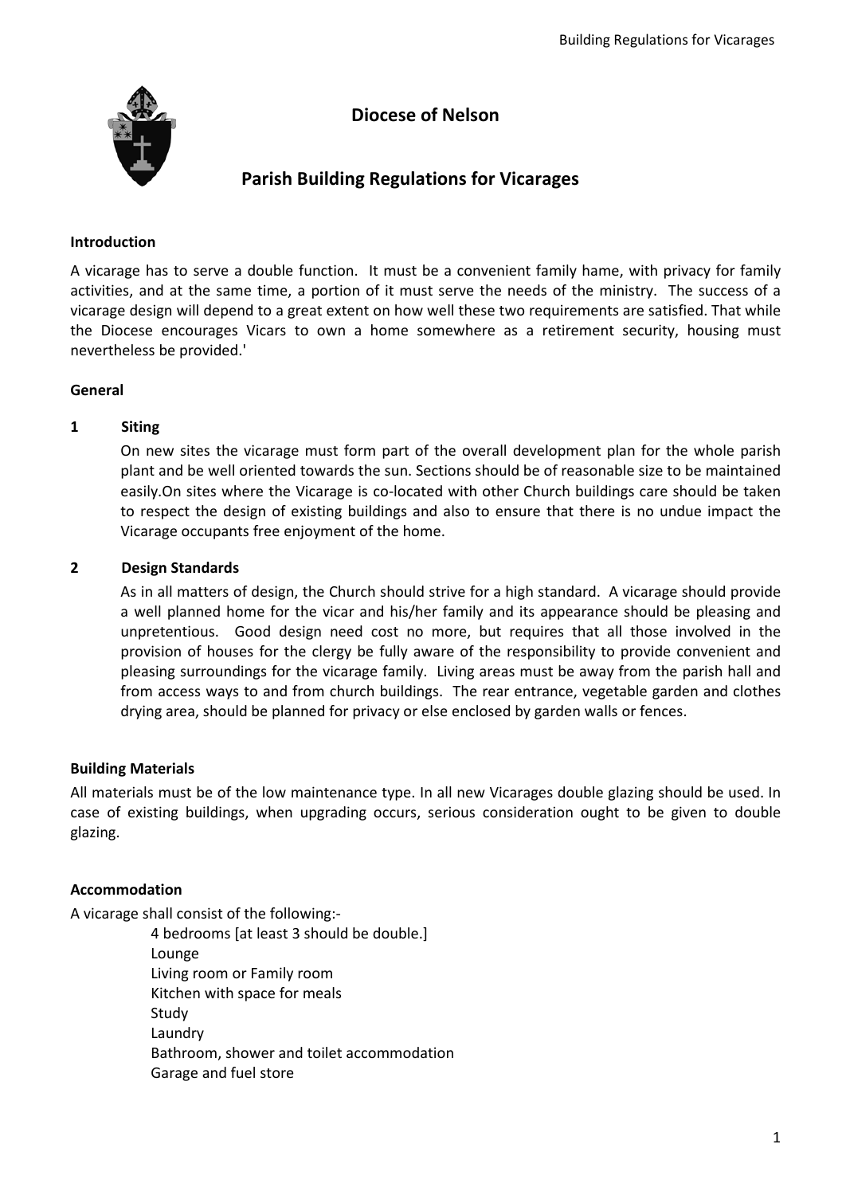# Diocese of Nelson

## Parish Building Regulations for Vicarages

**Introduction**

A vicarage has to serve a double function. It must be a convenient family hame, with privacy for family activities, and at the same time, a portion of it must serve the needs of the ministry. The success of a vicarage design will depend to a great extent on how well these two requirements are satisfied. That while the Diocese encourages Vicars to own a home somewhere as a retirement security, housing must nevertheless be provided.'

**General**

**1 Siting**

On new sites the vicarage must form part of the overall development plan for the whole parish plant and be well oriented towards the sun. Sections should be of reasonable size to be maintained easily.On sites where the Vicarage is co-located with other Church buildings care should be taken to respect the design of existing buildings and also to ensure that there is no undue impact the Vicarage occupants free enjoyment of the home.

**2 Design Standards**

As in all matters of design, the Church should strive for a high standard. A vicarage should provide a well planned home for the vicar and his/her family and its appearance should be pleasing and unpretentious. Good design need cost no more, but requires that all those involved in the provision of houses for the clergy be fully aware of the responsibility to provide convenient and pleasing surroundings for the vicarage family. Living areas must be away from the parish hall and from access ways to and from church buildings. The rear entrance, vegetable garden and clothes drying area, should be planned for privacy or else enclosed by garden walls or fences.

**Building Materials**

All materials must be of the low maintenance type. In all new Vicarages double glazing should be used. In case of existing buildings, when upgrading occurs, serious consideration ought to be given to double glazing.

**Accommodation**

A vicarage shall consist of the following:-

- 4 bedrooms [at least 3 should be double.]
- Lounge
- Living room or Family room
- Kitchen with space for meals
- Study
- Laundry
- Bathroom, shower and toilet accommodation
- Garage and fuel store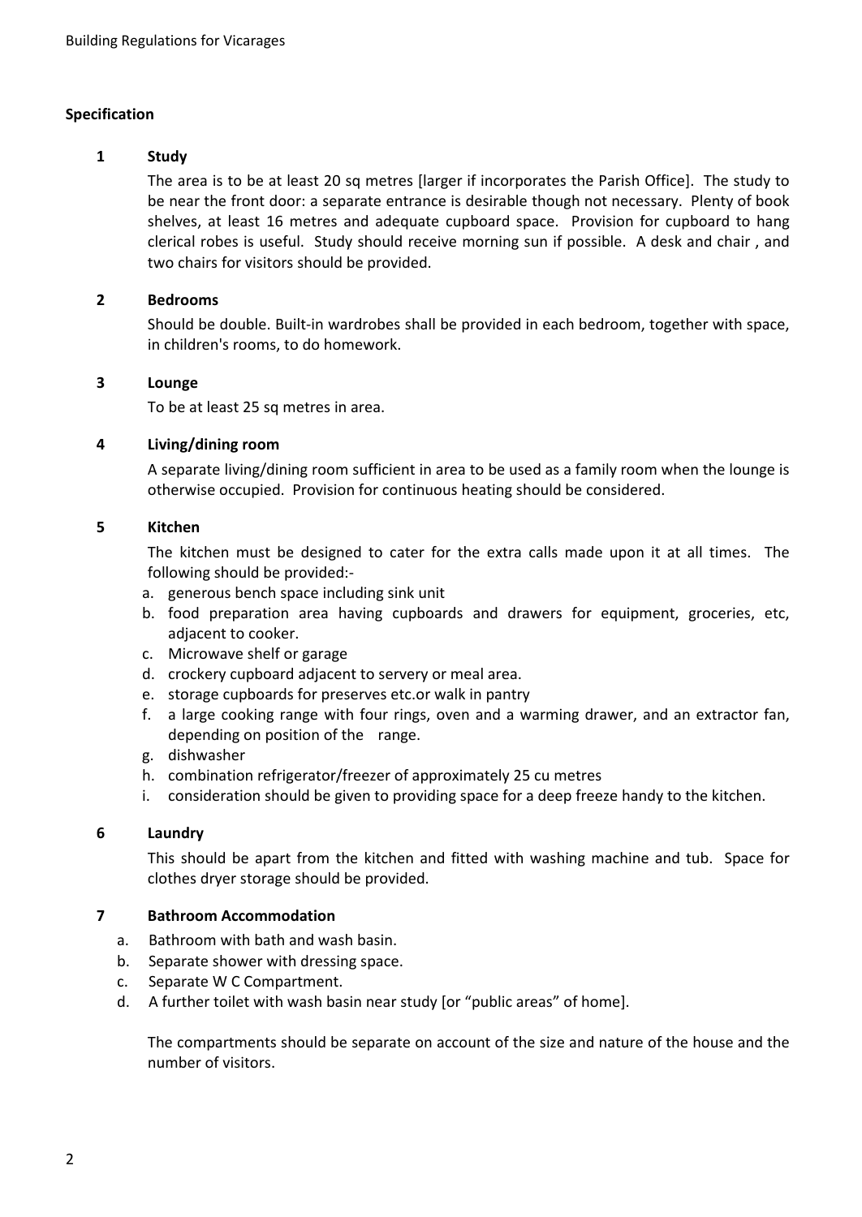## Specification

### 1 Study

The area is to be at least 20 sq metres [larger if incorporates the Parish Office]. The study to be near the front door: a separate entrance is desirable though not necessary. Plenty of book shelves, at least 16 metres and adequate cupboard space. Provision for cupboard to hang clerical robes is useful. Study should receive morning sun if possible. A desk and chair , and two chairs for visitors should be provided.

### 2 Bedrooms

Should be double. Built-in wardrobes shall be provided in each bedroom, together with space, in children's rooms, to do homework.

### 3 Lounge

To be at least 25 sq metres in area.

### 4 Living/dining room

A separate living/dining room sufficient in area to be used as a family room when the lounge is otherwise occupied. Provision for continuous heating should be considered.

### 5 Kitchen

The kitchen must be designed to cater for the extra calls made upon it at all times. The following should be provided:-

a. generous bench space including sink unit
b. food preparation area having cupboards and drawers for equipment, groceries, etc, adjacent to cooker.
c. Microwave shelf or garage
d. crockery cupboard adjacent to servery or meal area.
e. storage cupboards for preserves etc.or walk in pantry
f. a large cooking range with four rings, oven and a warming drawer, and an extractor fan, depending on position of the range.
g. dishwasher
h. combination refrigerator/freezer of approximately 25 cu metres
i. consideration should be given to providing space for a deep freeze handy to the kitchen.

### 6 Laundry

This should be apart from the kitchen and fitted with washing machine and tub. Space for clothes dryer storage should be provided.

### 7 Bathroom Accommodation

a. Bathroom with bath and wash basin.
b. Separate shower with dressing space.
c. Separate W C Compartment.
d. A further toilet with wash basin near study [or "public areas" of home].

The compartments should be separate on account of the size and nature of the house and the number of visitors.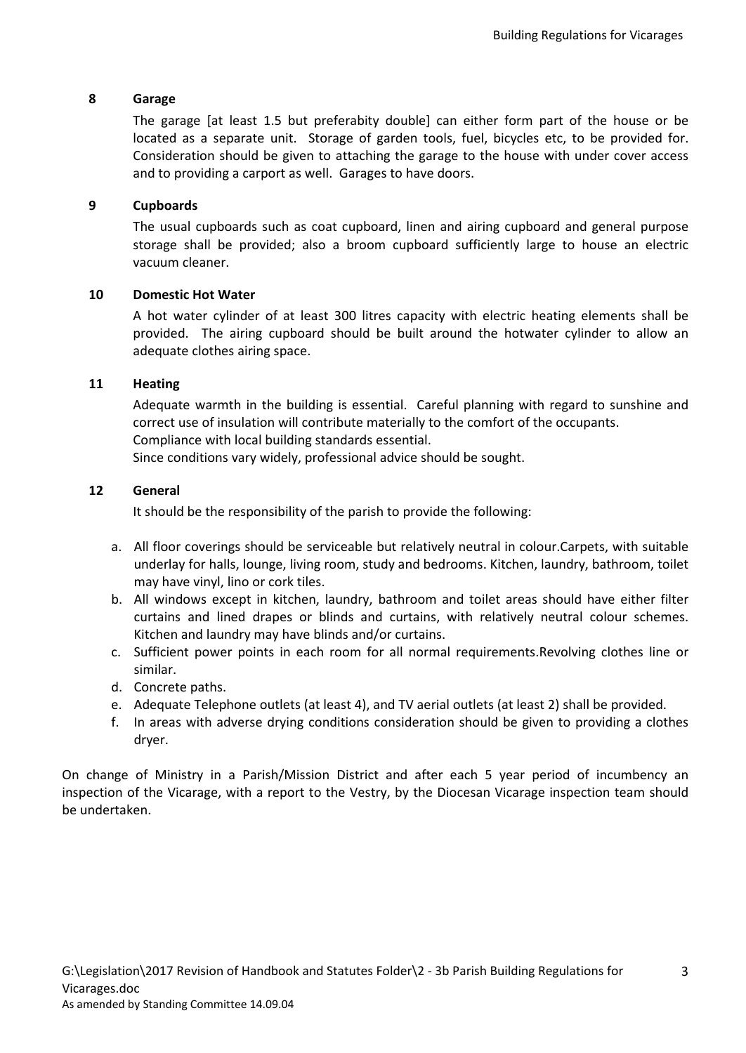## 8 Garage

The garage [at least 1.5 but preferabity double] can either form part of the house or be located as a separate unit. Storage of garden tools, fuel, bicycles etc, to be provided for. Consideration should be given to attaching the garage to the house with under cover access and to providing a carport as well. Garages to have doors.

## 9 Cupboards

The usual cupboards such as coat cupboard, linen and airing cupboard and general purpose storage shall be provided; also a broom cupboard sufficiently large to house an electric vacuum cleaner.

## 10 Domestic Hot Water

A hot water cylinder of at least 300 litres capacity with electric heating elements shall be provided. The airing cupboard should be built around the hotwater cylinder to allow an adequate clothes airing space.

## 11 Heating

Adequate warmth in the building is essential. Careful planning with regard to sunshine and correct use of insulation will contribute materially to the comfort of the occupants.
Compliance with local building standards essential.
Since conditions vary widely, professional advice should be sought.

## 12 General

It should be the responsibility of the parish to provide the following:

a. All floor coverings should be serviceable but relatively neutral in colour.Carpets, with suitable underlay for halls, lounge, living room, study and bedrooms. Kitchen, laundry, bathroom, toilet may have vinyl, lino or cork tiles.
b. All windows except in kitchen, laundry, bathroom and toilet areas should have either filter curtains and lined drapes or blinds and curtains, with relatively neutral colour schemes. Kitchen and laundry may have blinds and/or curtains.
c. Sufficient power points in each room for all normal requirements.Revolving clothes line or similar.
d. Concrete paths.
e. Adequate Telephone outlets (at least 4), and TV aerial outlets (at least 2) shall be provided.
f. In areas with adverse drying conditions consideration should be given to providing a clothes dryer.

On change of Ministry in a Parish/Mission District and after each 5 year period of incumbency an inspection of the Vicarage, with a report to the Vestry, by the Diocesan Vicarage inspection team should be undertaken.